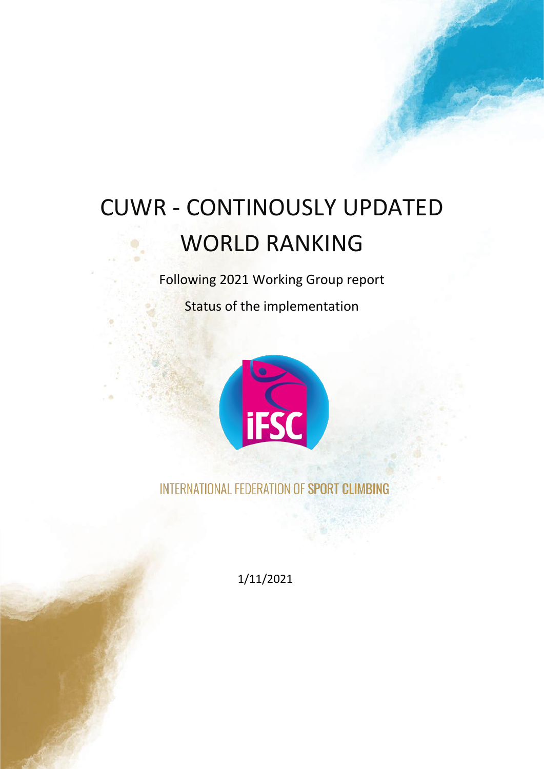# CUWR - CONTINOUSLY UPDATED WORLD RANKING

Following 2021 Working Group report

Status of the implementation

INTERNATIONAL FEDERATION OF SPORT CLIMBING

1/11/2021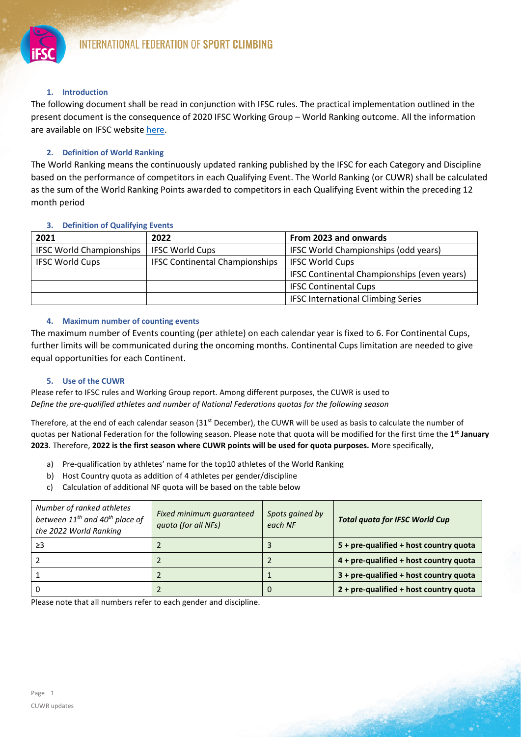### 1. Introduction

The following document shall be read in conjunction with IFSC rules. The practical implementation outlined in the present document is the consequence of 2020 IFSC Working Group – World Ranking outcome. All the information are available on IFSC website here.

### 2. Definition of World Ranking

The World Ranking means the continuously updated ranking published by the IFSC for each Category and Discipline based on the performance of competitors in each Qualifying Event. The World Ranking (or CUWR) shall be calculated as the sum of the World Ranking Points awarded to competitors in each Qualifying Event within the preceding 12 month period

### 3. Definition of Qualifying Events

| 2021 | 2022 | From 2023 and onwards |
|---|---|---|
| IFSC World Championships | IFSC World Cups | IFSC World Championships (odd years) |
| IFSC World Cups | IFSC Continental Championships | IFSC World Cups |
| | | IFSC Continental Championships (even years) |
| | | IFSC Continental Cups |
| | | IFSC International Climbing Series |

### 4. Maximum number of counting events

The maximum number of Events counting (per athlete) on each calendar year is fixed to 6. For Continental Cups, further limits will be communicated during the oncoming months. Continental Cups limitation are needed to give equal opportunities for each Continent.

### 5. Use of the CUWR

Please refer to IFSC rules and Working Group report. Among different purposes, the CUWR is used to *Define the pre-qualified athletes and number of National Federations quotas for the following season*

Therefore, at the end of each calendar season (31st December), the CUWR will be used as basis to calculate the number of quotas per National Federation for the following season. Please note that quota will be modified for the first time the **1st January 2023**. Therefore, **2022 is the first season where CUWR points will be used for quota purposes.** More specifically,

a) Pre-qualification by athletes' name for the top10 athletes of the World Ranking
b) Host Country quota as addition of 4 athletes per gender/discipline
c) Calculation of additional NF quota will be based on the table below

| *Number of ranked athletes between 11th and 40th place of the 2022 World Ranking* | *Fixed minimum guaranteed quota (for all NFs)* | *Spots gained by each NF* | ***Total quota for IFSC World Cup*** |
|---|---|---|---|
| ≥3 | 2 | 3 | **5 + pre-qualified + host country quota** |
| 2 | 2 | 2 | **4 + pre-qualified + host country quota** |
| 1 | 2 | 1 | **3 + pre-qualified + host country quota** |
| 0 | 2 | 0 | **2 + pre-qualified + host country quota** |

Please note that all numbers refer to each gender and discipline.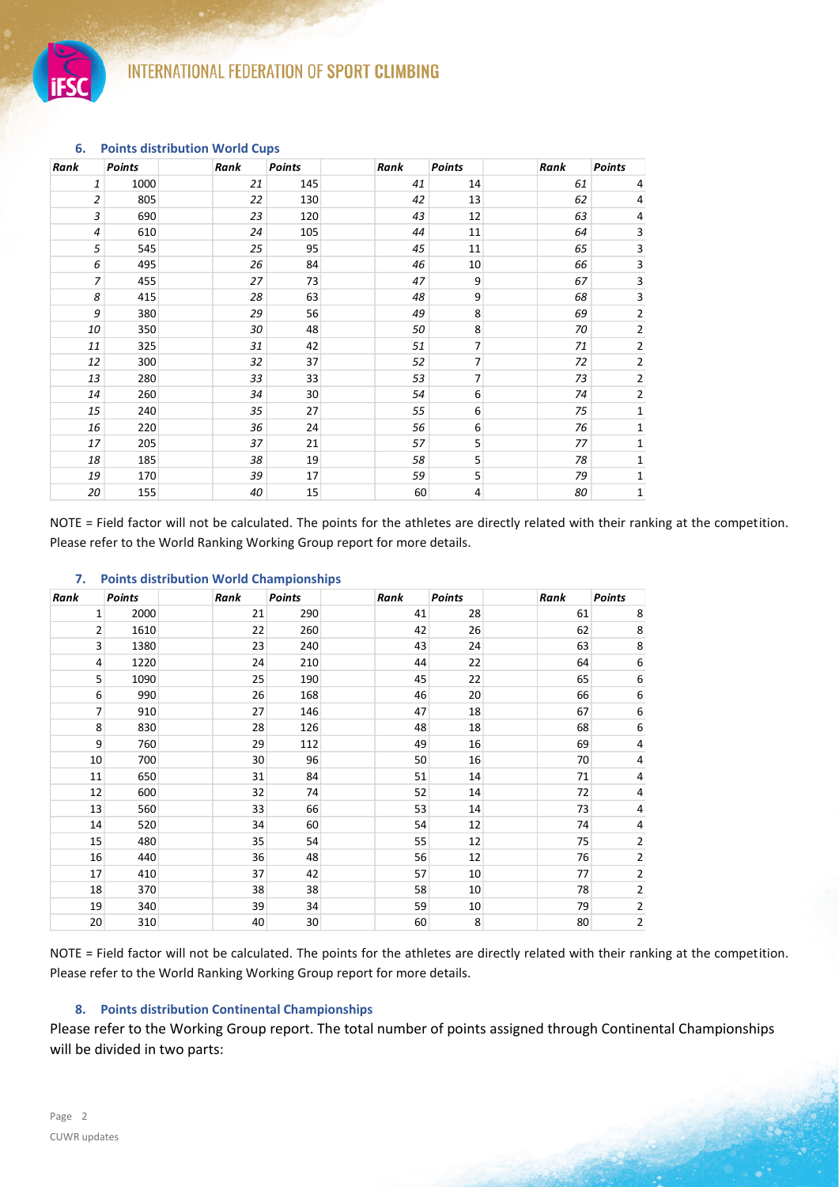### 6. Points distribution World Cups

| Rank | Points | Rank | Points | Rank | Points | Rank | Points |
|---|---|---|---|---|---|---|---|
| 1 | 1000 | 21 | 145 | 41 | 14 | 61 | 4 |
| 2 | 805 | 22 | 130 | 42 | 13 | 62 | 4 |
| 3 | 690 | 23 | 120 | 43 | 12 | 63 | 4 |
| 4 | 610 | 24 | 105 | 44 | 11 | 64 | 3 |
| 5 | 545 | 25 | 95 | 45 | 11 | 65 | 3 |
| 6 | 495 | 26 | 84 | 46 | 10 | 66 | 3 |
| 7 | 455 | 27 | 73 | 47 | 9 | 67 | 3 |
| 8 | 415 | 28 | 63 | 48 | 9 | 68 | 3 |
| 9 | 380 | 29 | 56 | 49 | 8 | 69 | 2 |
| 10 | 350 | 30 | 48 | 50 | 8 | 70 | 2 |
| 11 | 325 | 31 | 42 | 51 | 7 | 71 | 2 |
| 12 | 300 | 32 | 37 | 52 | 7 | 72 | 2 |
| 13 | 280 | 33 | 33 | 53 | 7 | 73 | 2 |
| 14 | 260 | 34 | 30 | 54 | 6 | 74 | 2 |
| 15 | 240 | 35 | 27 | 55 | 6 | 75 | 1 |
| 16 | 220 | 36 | 24 | 56 | 6 | 76 | 1 |
| 17 | 205 | 37 | 21 | 57 | 5 | 77 | 1 |
| 18 | 185 | 38 | 19 | 58 | 5 | 78 | 1 |
| 19 | 170 | 39 | 17 | 59 | 5 | 79 | 1 |
| 20 | 155 | 40 | 15 | 60 | 4 | 80 | 1 |

NOTE = Field factor will not be calculated. The points for the athletes are directly related with their ranking at the competition. Please refer to the World Ranking Working Group report for more details.

### 7. Points distribution World Championships

| Rank | Points | Rank | Points | Rank | Points | Rank | Points |
|---|---|---|---|---|---|---|---|
| 1 | 2000 | 21 | 290 | 41 | 28 | 61 | 8 |
| 2 | 1610 | 22 | 260 | 42 | 26 | 62 | 8 |
| 3 | 1380 | 23 | 240 | 43 | 24 | 63 | 8 |
| 4 | 1220 | 24 | 210 | 44 | 22 | 64 | 6 |
| 5 | 1090 | 25 | 190 | 45 | 22 | 65 | 6 |
| 6 | 990 | 26 | 168 | 46 | 20 | 66 | 6 |
| 7 | 910 | 27 | 146 | 47 | 18 | 67 | 6 |
| 8 | 830 | 28 | 126 | 48 | 18 | 68 | 6 |
| 9 | 760 | 29 | 112 | 49 | 16 | 69 | 4 |
| 10 | 700 | 30 | 96 | 50 | 16 | 70 | 4 |
| 11 | 650 | 31 | 84 | 51 | 14 | 71 | 4 |
| 12 | 600 | 32 | 74 | 52 | 14 | 72 | 4 |
| 13 | 560 | 33 | 66 | 53 | 14 | 73 | 4 |
| 14 | 520 | 34 | 60 | 54 | 12 | 74 | 4 |
| 15 | 480 | 35 | 54 | 55 | 12 | 75 | 2 |
| 16 | 440 | 36 | 48 | 56 | 12 | 76 | 2 |
| 17 | 410 | 37 | 42 | 57 | 10 | 77 | 2 |
| 18 | 370 | 38 | 38 | 58 | 10 | 78 | 2 |
| 19 | 340 | 39 | 34 | 59 | 10 | 79 | 2 |
| 20 | 310 | 40 | 30 | 60 | 8 | 80 | 2 |

NOTE = Field factor will not be calculated. The points for the athletes are directly related with their ranking at the competition. Please refer to the World Ranking Working Group report for more details.

### 8. Points distribution Continental Championships

Please refer to the Working Group report. The total number of points assigned through Continental Championships will be divided in two parts: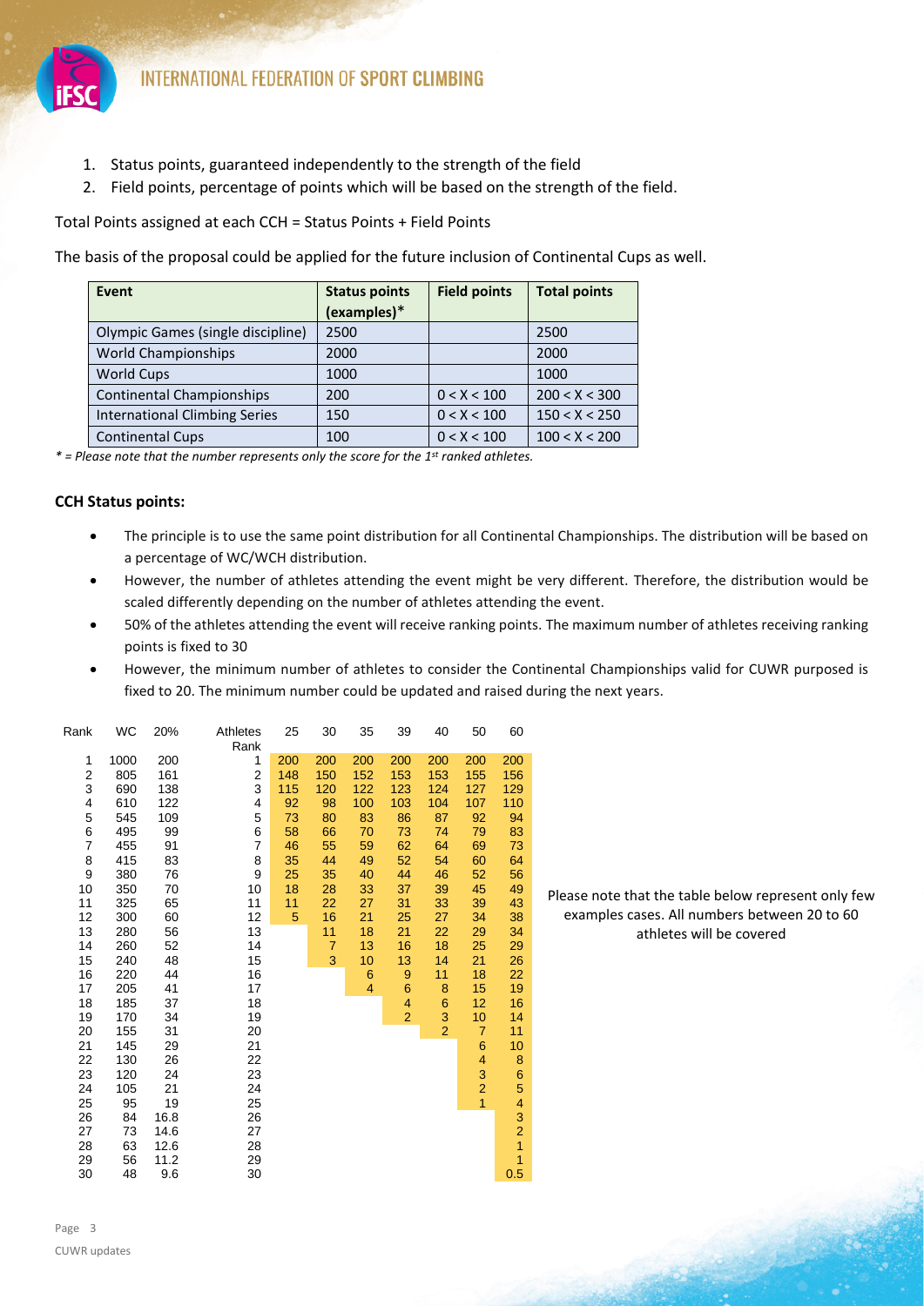1. Status points, guaranteed independently to the strength of the field
2. Field points, percentage of points which will be based on the strength of the field.

Total Points assigned at each CCH = Status Points + Field Points

The basis of the proposal could be applied for the future inclusion of Continental Cups as well.

| Event | Status points (examples)* | Field points | Total points |
|---|---|---|---|
| Olympic Games (single discipline) | 2500 | | 2500 |
| World Championships | 2000 | | 2000 |
| World Cups | 1000 | | 1000 |
| Continental Championships | 200 | 0 < X < 100 | 200 < X < 300 |
| International Climbing Series | 150 | 0 < X < 100 | 150 < X < 250 |
| Continental Cups | 100 | 0 < X < 100 | 100 < X < 200 |

*\* = Please note that the number represents only the score for the 1st ranked athletes.*

**CCH Status points:**

- The principle is to use the same point distribution for all Continental Championships. The distribution will be based on a percentage of WC/WCH distribution.
- However, the number of athletes attending the event might be very different. Therefore, the distribution would be scaled differently depending on the number of athletes attending the event.
- 50% of the athletes attending the event will receive ranking points. The maximum number of athletes receiving ranking points is fixed to 30
- However, the minimum number of athletes to consider the Continental Championships valid for CUWR purposed is fixed to 20. The minimum number could be updated and raised during the next years.

| Rank | WC | 20% | Athletes Rank | 25 | 30 | 35 | 39 | 40 | 50 | 60 |
|---|---|---|---|---|---|---|---|---|---|---|
| 1 | 1000 | 200 | 1 | 200 | 200 | 200 | 200 | 200 | 200 | 200 |
| 2 | 805 | 161 | 2 | 148 | 150 | 152 | 153 | 153 | 155 | 156 |
| 3 | 690 | 138 | 3 | 115 | 120 | 122 | 123 | 124 | 127 | 129 |
| 4 | 610 | 122 | 4 | 92 | 98 | 100 | 103 | 104 | 107 | 110 |
| 5 | 545 | 109 | 5 | 73 | 80 | 83 | 86 | 87 | 92 | 94 |
| 6 | 495 | 99 | 6 | 58 | 66 | 70 | 73 | 74 | 79 | 83 |
| 7 | 455 | 91 | 7 | 46 | 55 | 59 | 62 | 64 | 69 | 73 |
| 8 | 415 | 83 | 8 | 35 | 44 | 49 | 52 | 54 | 60 | 64 |
| 9 | 380 | 76 | 9 | 25 | 35 | 40 | 44 | 46 | 52 | 56 |
| 10 | 350 | 70 | 10 | 18 | 28 | 33 | 37 | 39 | 45 | 49 |
| 11 | 325 | 65 | 11 | 11 | 22 | 27 | 31 | 33 | 39 | 43 |
| 12 | 300 | 60 | 12 | 5 | 16 | 21 | 25 | 27 | 34 | 38 |
| 13 | 280 | 56 | 13 | | 11 | 18 | 21 | 22 | 29 | 34 |
| 14 | 260 | 52 | 14 | | 7 | 13 | 16 | 18 | 25 | 29 |
| 15 | 240 | 48 | 15 | | 3 | 10 | 13 | 14 | 21 | 26 |
| 16 | 220 | 44 | 16 | | | 6 | 9 | 11 | 18 | 22 |
| 17 | 205 | 41 | 17 | | | 4 | 6 | 8 | 15 | 19 |
| 18 | 185 | 37 | 18 | | | | 4 | 6 | 12 | 16 |
| 19 | 170 | 34 | 19 | | | | 2 | 3 | 10 | 14 |
| 20 | 155 | 31 | 20 | | | | | 2 | 7 | 11 |
| 21 | 145 | 29 | 21 | | | | | | 6 | 10 |
| 22 | 130 | 26 | 22 | | | | | | 4 | 8 |
| 23 | 120 | 24 | 23 | | | | | | 3 | 6 |
| 24 | 105 | 21 | 24 | | | | | | 2 | 5 |
| 25 | 95 | 19 | 25 | | | | | | 1 | 4 |
| 26 | 84 | 16.8 | 26 | | | | | | | 3 |
| 27 | 73 | 14.6 | 27 | | | | | | | 2 |
| 28 | 63 | 12.6 | 28 | | | | | | | 1 |
| 29 | 56 | 11.2 | 29 | | | | | | | 1 |
| 30 | 48 | 9.6 | 30 | | | | | | | 0.5 |

Please note that the table below represent only few examples cases. All numbers between 20 to 60 athletes will be covered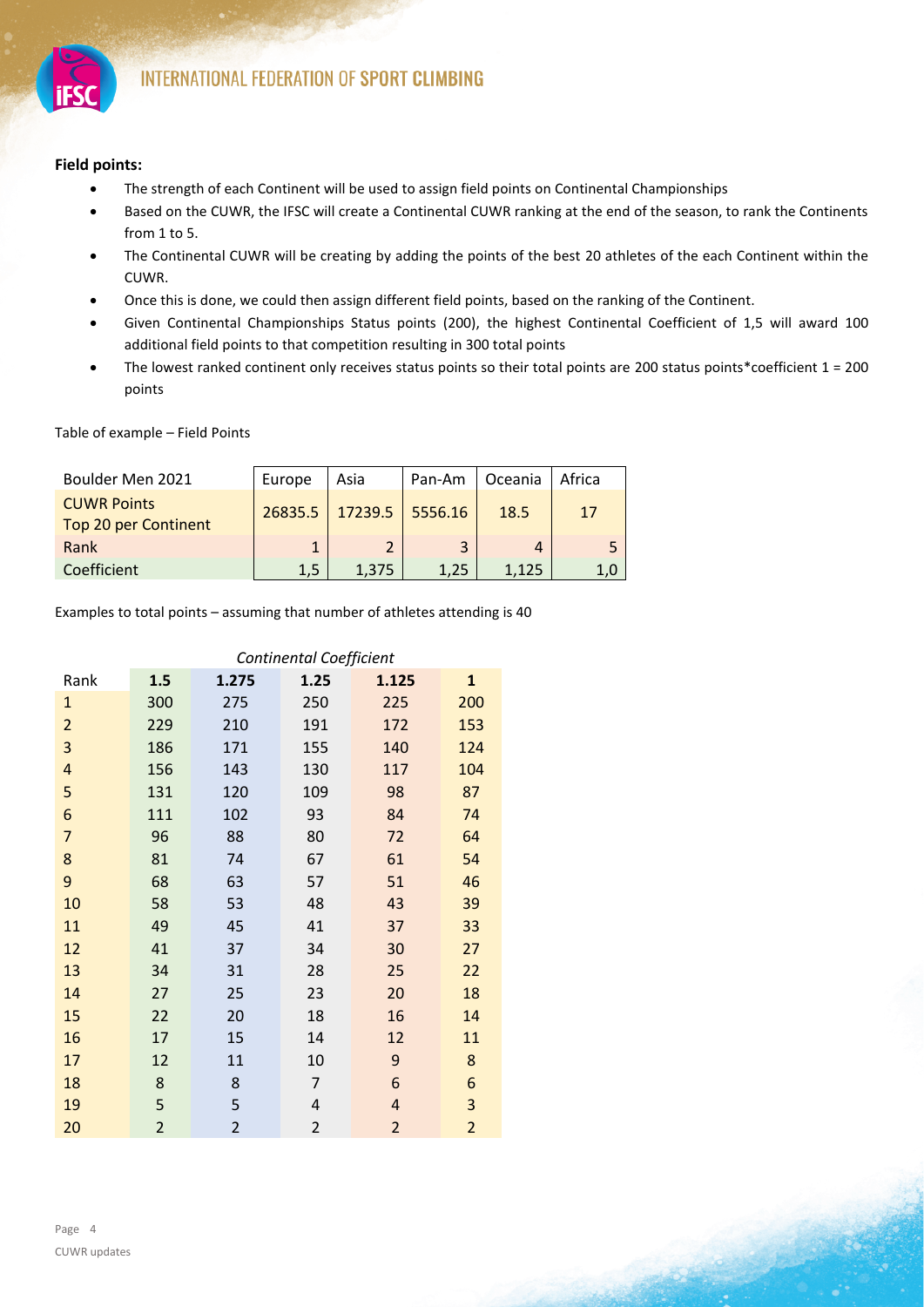**Field points:**

- The strength of each Continent will be used to assign field points on Continental Championships
- Based on the CUWR, the IFSC will create a Continental CUWR ranking at the end of the season, to rank the Continents from 1 to 5.
- The Continental CUWR will be creating by adding the points of the best 20 athletes of the each Continent within the CUWR.
- Once this is done, we could then assign different field points, based on the ranking of the Continent.
- Given Continental Championships Status points (200), the highest Continental Coefficient of 1,5 will award 100 additional field points to that competition resulting in 300 total points
- The lowest ranked continent only receives status points so their total points are 200 status points*coefficient 1 = 200 points

Table of example – Field Points

| Boulder Men 2021 | Europe | Asia | Pan-Am | Oceania | Africa |
|---|---|---|---|---|---|
| CUWR Points Top 20 per Continent | 26835.5 | 17239.5 | 5556.16 | 18.5 | 17 |
| Rank | 1 | 2 | 3 | 4 | 5 |
| Coefficient | 1,5 | 1,375 | 1,25 | 1,125 | 1,0 |

Examples to total points – assuming that number of athletes attending is 40

| | *Continental Coefficient* | | | | |
|---|---|---|---|---|---|
| Rank | **1.5** | **1.275** | **1.25** | **1.125** | **1** |
| 1 | 300 | 275 | 250 | 225 | 200 |
| 2 | 229 | 210 | 191 | 172 | 153 |
| 3 | 186 | 171 | 155 | 140 | 124 |
| 4 | 156 | 143 | 130 | 117 | 104 |
| 5 | 131 | 120 | 109 | 98 | 87 |
| 6 | 111 | 102 | 93 | 84 | 74 |
| 7 | 96 | 88 | 80 | 72 | 64 |
| 8 | 81 | 74 | 67 | 61 | 54 |
| 9 | 68 | 63 | 57 | 51 | 46 |
| 10 | 58 | 53 | 48 | 43 | 39 |
| 11 | 49 | 45 | 41 | 37 | 33 |
| 12 | 41 | 37 | 34 | 30 | 27 |
| 13 | 34 | 31 | 28 | 25 | 22 |
| 14 | 27 | 25 | 23 | 20 | 18 |
| 15 | 22 | 20 | 18 | 16 | 14 |
| 16 | 17 | 15 | 14 | 12 | 11 |
| 17 | 12 | 11 | 10 | 9 | 8 |
| 18 | 8 | 8 | 7 | 6 | 6 |
| 19 | 5 | 5 | 4 | 4 | 3 |
| 20 | 2 | 2 | 2 | 2 | 2 |